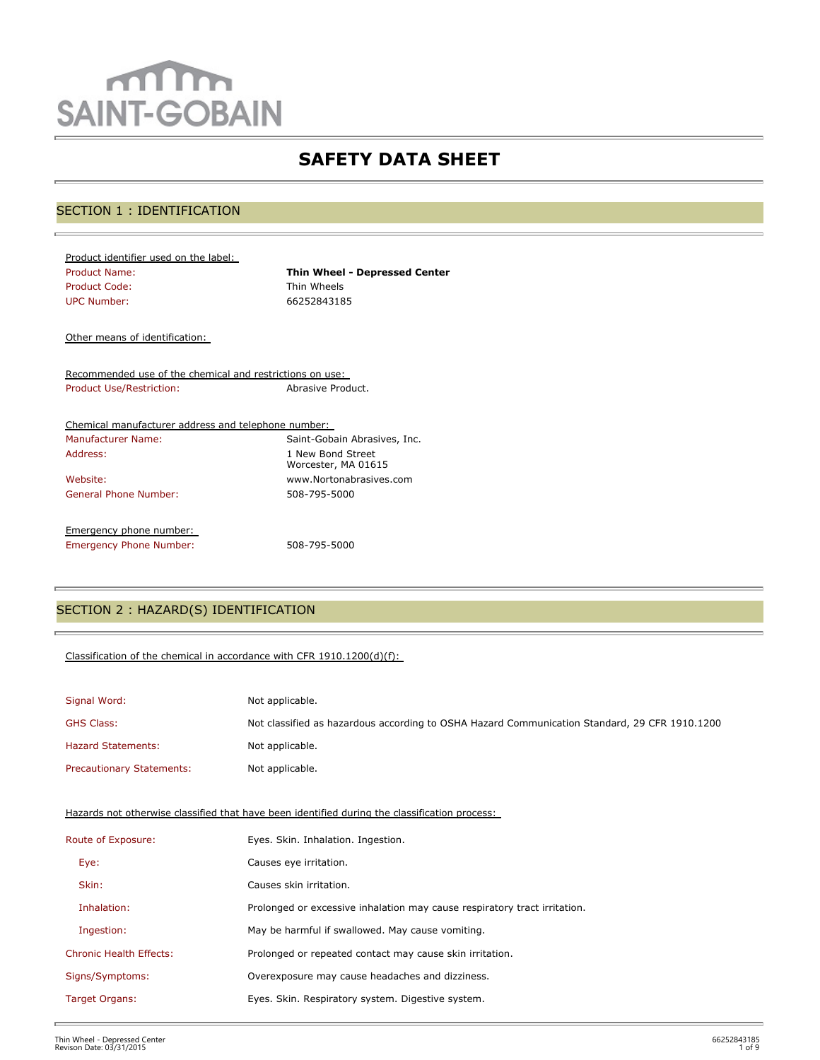SAINT-GOBAIN

# SAFETY DATA SHEET

## SECTION 1 : IDENTIFICATION

Product identifier used on the label:

| | |
|---|---|
| Product Name: | **Thin Wheel - Depressed Center** |
| Product Code: | Thin Wheels |
| UPC Number: | 66252843185 |

Other means of identification:

Recommended use of the chemical and restrictions on use:

| | |
|---|---|
| Product Use/Restriction: | Abrasive Product. |

Chemical manufacturer address and telephone number:

| | |
|---|---|
| Manufacturer Name: | Saint-Gobain Abrasives, Inc. |
| Address: | 1 New Bond Street<br>Worcester, MA 01615 |
| Website: | www.Nortonabrasives.com |
| General Phone Number: | 508-795-5000 |

Emergency phone number:

| | |
|---|---|
| Emergency Phone Number: | 508-795-5000 |

## SECTION 2 : HAZARD(S) IDENTIFICATION

Classification of the chemical in accordance with CFR 1910.1200(d)(f):

| | |
|---|---|
| Signal Word: | Not applicable. |
| GHS Class: | Not classified as hazardous according to OSHA Hazard Communication Standard, 29 CFR 1910.1200 |
| Hazard Statements: | Not applicable. |
| Precautionary Statements: | Not applicable. |

Hazards not otherwise classified that have been identified during the classification process:

| | |
|---|---|
| Route of Exposure: | Eyes. Skin. Inhalation. Ingestion. |
| Eye: | Causes eye irritation. |
| Skin: | Causes skin irritation. |
| Inhalation: | Prolonged or excessive inhalation may cause respiratory tract irritation. |
| Ingestion: | May be harmful if swallowed. May cause vomiting. |
| Chronic Health Effects: | Prolonged or repeated contact may cause skin irritation. |
| Signs/Symptoms: | Overexposure may cause headaches and dizziness. |
| Target Organs: | Eyes. Skin. Respiratory system. Digestive system. |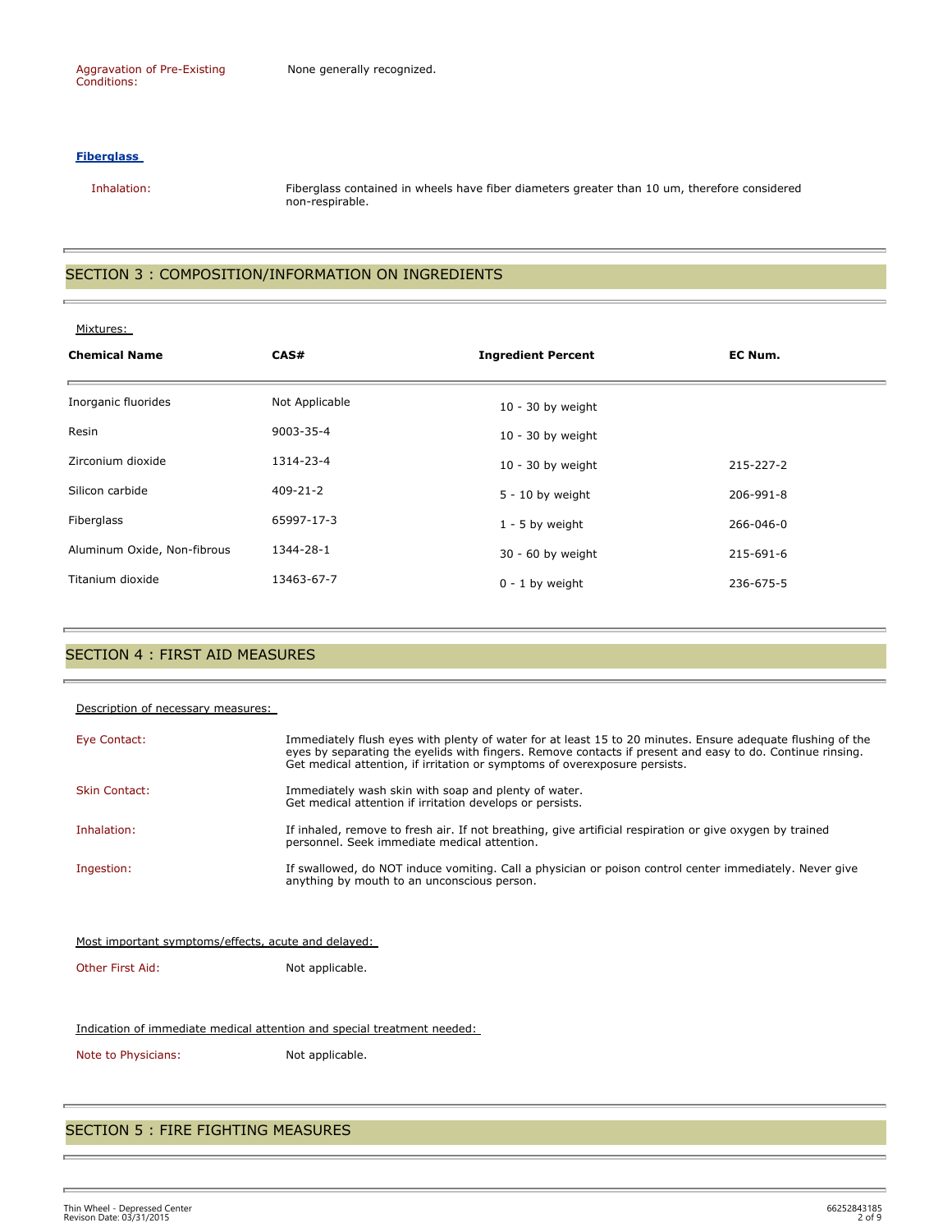Aggravation of Pre-Existing Conditions: None generally recognized.

**Fiberglass**

Inhalation: Fiberglass contained in wheels have fiber diameters greater than 10 um, therefore considered non-respirable.

## SECTION 3 : COMPOSITION/INFORMATION ON INGREDIENTS

Mixtures:

| Chemical Name | CAS# | Ingredient Percent | EC Num. |
|---|---|---|---|
| Inorganic fluorides | Not Applicable | 10 - 30 by weight | |
| Resin | 9003-35-4 | 10 - 30 by weight | |
| Zirconium dioxide | 1314-23-4 | 10 - 30 by weight | 215-227-2 |
| Silicon carbide | 409-21-2 | 5 - 10 by weight | 206-991-8 |
| Fiberglass | 65997-17-3 | 1 - 5 by weight | 266-046-0 |
| Aluminum Oxide, Non-fibrous | 1344-28-1 | 30 - 60 by weight | 215-691-6 |
| Titanium dioxide | 13463-67-7 | 0 - 1 by weight | 236-675-5 |

## SECTION 4 : FIRST AID MEASURES

Description of necessary measures:

Eye Contact: Immediately flush eyes with plenty of water for at least 15 to 20 minutes. Ensure adequate flushing of the eyes by separating the eyelids with fingers. Remove contacts if present and easy to do. Continue rinsing. Get medical attention, if irritation or symptoms of overexposure persists.

Skin Contact: Immediately wash skin with soap and plenty of water. Get medical attention if irritation develops or persists.

Inhalation: If inhaled, remove to fresh air. If not breathing, give artificial respiration or give oxygen by trained personnel. Seek immediate medical attention.

Ingestion: If swallowed, do NOT induce vomiting. Call a physician or poison control center immediately. Never give anything by mouth to an unconscious person.

Most important symptoms/effects, acute and delayed:

Other First Aid: Not applicable.

Indication of immediate medical attention and special treatment needed:

Note to Physicians: Not applicable.

## SECTION 5 : FIRE FIGHTING MEASURES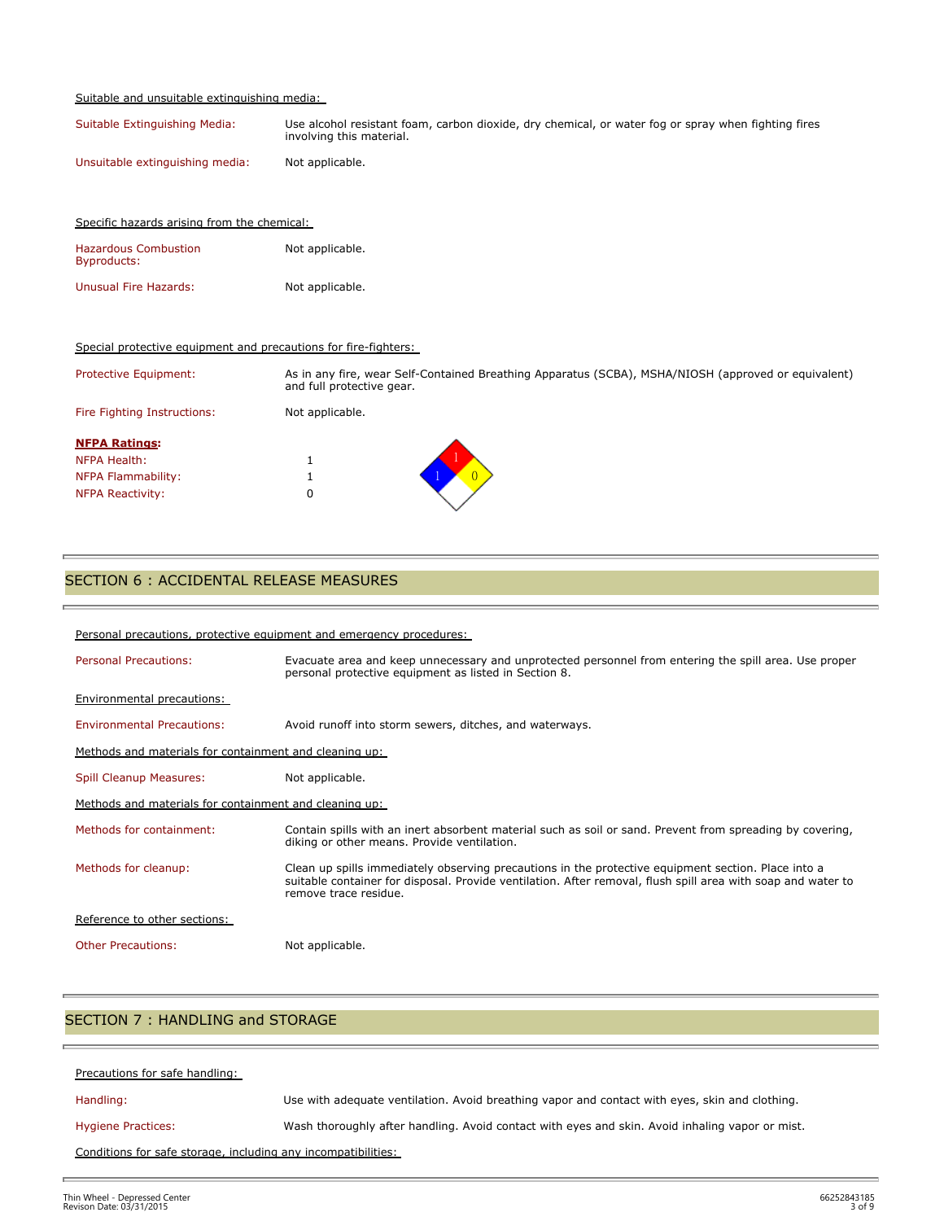Suitable and unsuitable extinguishing media:

| | |
|---|---|
| Suitable Extinguishing Media: | Use alcohol resistant foam, carbon dioxide, dry chemical, or water fog or spray when fighting fires involving this material. |
| Unsuitable extinguishing media: | Not applicable. |

Specific hazards arising from the chemical:

| | |
|---|---|
| Hazardous Combustion Byproducts: | Not applicable. |
| Unusual Fire Hazards: | Not applicable. |

Special protective equipment and precautions for fire-fighters:

| | |
|---|---|
| Protective Equipment: | As in any fire, wear Self-Contained Breathing Apparatus (SCBA), MSHA/NIOSH (approved or equivalent) and full protective gear. |
| Fire Fighting Instructions: | Not applicable. |

**NFPA Ratings:**

| | |
|---|---|
| NFPA Health: | 1 |
| NFPA Flammability: | 1 |
| NFPA Reactivity: | 0 |

## SECTION 6 : ACCIDENTAL RELEASE MEASURES

Personal precautions, protective equipment and emergency procedures:

| | |
|---|---|
| Personal Precautions: | Evacuate area and keep unnecessary and unprotected personnel from entering the spill area. Use proper personal protective equipment as listed in Section 8. |

Environmental precautions:

| | |
|---|---|
| Environmental Precautions: | Avoid runoff into storm sewers, ditches, and waterways. |

Methods and materials for containment and cleaning up:

| | |
|---|---|
| Spill Cleanup Measures: | Not applicable. |

Methods and materials for containment and cleaning up:

| | |
|---|---|
| Methods for containment: | Contain spills with an inert absorbent material such as soil or sand. Prevent from spreading by covering, diking or other means. Provide ventilation. |
| Methods for cleanup: | Clean up spills immediately observing precautions in the protective equipment section. Place into a suitable container for disposal. Provide ventilation. After removal, flush spill area with soap and water to remove trace residue. |

Reference to other sections:

| | |
|---|---|
| Other Precautions: | Not applicable. |

## SECTION 7 : HANDLING and STORAGE

Precautions for safe handling:

| | |
|---|---|
| Handling: | Use with adequate ventilation. Avoid breathing vapor and contact with eyes, skin and clothing. |
| Hygiene Practices: | Wash thoroughly after handling. Avoid contact with eyes and skin. Avoid inhaling vapor or mist. |

Conditions for safe storage, including any incompatibilities: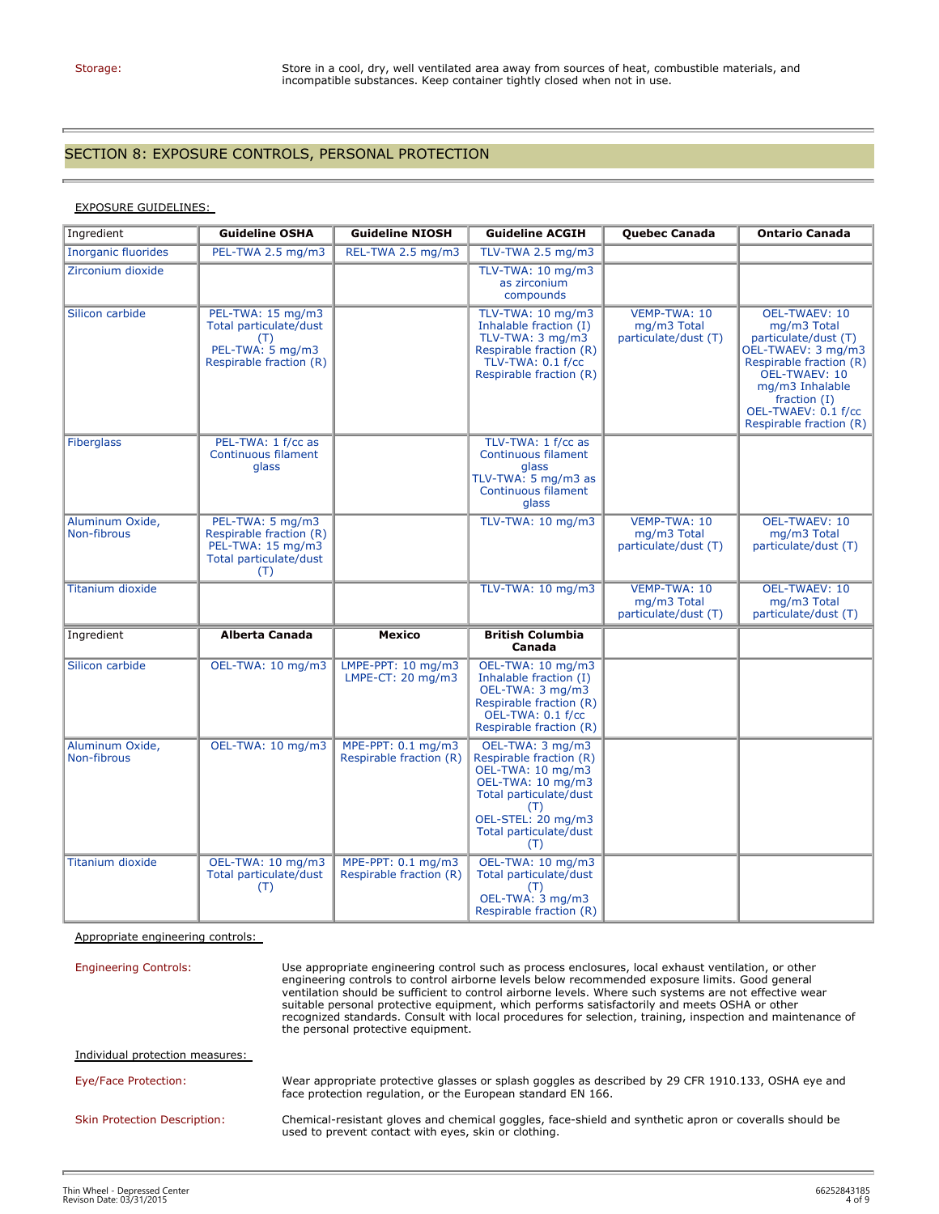Storage: Store in a cool, dry, well ventilated area away from sources of heat, combustible materials, and incompatible substances. Keep container tightly closed when not in use.

## SECTION 8: EXPOSURE CONTROLS, PERSONAL PROTECTION

EXPOSURE GUIDELINES:

| Ingredient | Guideline OSHA | Guideline NIOSH | Guideline ACGIH | Quebec Canada | Ontario Canada |
|---|---|---|---|---|---|
| Inorganic fluorides | PEL-TWA 2.5 mg/m3 | REL-TWA 2.5 mg/m3 | TLV-TWA 2.5 mg/m3 | | |
| Zirconium dioxide | | | TLV-TWA: 10 mg/m3 as zirconium compounds | | |
| Silicon carbide | PEL-TWA: 15 mg/m3 Total particulate/dust (T) PEL-TWA: 5 mg/m3 Respirable fraction (R) | | TLV-TWA: 10 mg/m3 Inhalable fraction (I) TLV-TWA: 3 mg/m3 Respirable fraction (R) TLV-TWA: 0.1 f/cc Respirable fraction (R) | VEMP-TWA: 10 mg/m3 Total particulate/dust (T) | OEL-TWAEV: 10 mg/m3 Total particulate/dust (T) OEL-TWAEV: 3 mg/m3 Respirable fraction (R) OEL-TWAEV: 10 mg/m3 Inhalable fraction (I) OEL-TWAEV: 0.1 f/cc Respirable fraction (R) |
| Fiberglass | PEL-TWA: 1 f/cc as Continuous filament glass | | TLV-TWA: 1 f/cc as Continuous filament glass TLV-TWA: 5 mg/m3 as Continuous filament glass | | |
| Aluminum Oxide, Non-fibrous | PEL-TWA: 5 mg/m3 Respirable fraction (R) PEL-TWA: 15 mg/m3 Total particulate/dust (T) | | TLV-TWA: 10 mg/m3 | VEMP-TWA: 10 mg/m3 Total particulate/dust (T) | OEL-TWAEV: 10 mg/m3 Total particulate/dust (T) |
| Titanium dioxide | | | TLV-TWA: 10 mg/m3 | VEMP-TWA: 10 mg/m3 Total particulate/dust (T) | OEL-TWAEV: 10 mg/m3 Total particulate/dust (T) |
| Ingredient | **Alberta Canada** | **Mexico** | **British Columbia Canada** | | |
| Silicon carbide | OEL-TWA: 10 mg/m3 | LMPE-PPT: 10 mg/m3 LMPE-CT: 20 mg/m3 | OEL-TWA: 10 mg/m3 Inhalable fraction (I) OEL-TWA: 3 mg/m3 Respirable fraction (R) OEL-TWA: 0.1 f/cc Respirable fraction (R) | | |
| Aluminum Oxide, Non-fibrous | OEL-TWA: 10 mg/m3 | MPE-PPT: 0.1 mg/m3 Respirable fraction (R) | OEL-TWA: 3 mg/m3 Respirable fraction (R) OEL-TWA: 10 mg/m3 OEL-TWA: 10 mg/m3 Total particulate/dust (T) OEL-STEL: 20 mg/m3 Total particulate/dust (T) | | |
| Titanium dioxide | OEL-TWA: 10 mg/m3 Total particulate/dust (T) | MPE-PPT: 0.1 mg/m3 Respirable fraction (R) | OEL-TWA: 10 mg/m3 Total particulate/dust (T) OEL-TWA: 3 mg/m3 Respirable fraction (R) | | |

Appropriate engineering controls:

Engineering Controls: Use appropriate engineering control such as process enclosures, local exhaust ventilation, or other engineering controls to control airborne levels below recommended exposure limits. Good general ventilation should be sufficient to control airborne levels. Where such systems are not effective wear suitable personal protective equipment, which performs satisfactorily and meets OSHA or other recognized standards. Consult with local procedures for selection, training, inspection and maintenance of the personal protective equipment.

Individual protection measures:

Eye/Face Protection: Wear appropriate protective glasses or splash goggles as described by 29 CFR 1910.133, OSHA eye and face protection regulation, or the European standard EN 166.

Skin Protection Description: Chemical-resistant gloves and chemical goggles, face-shield and synthetic apron or coveralls should be used to prevent contact with eyes, skin or clothing.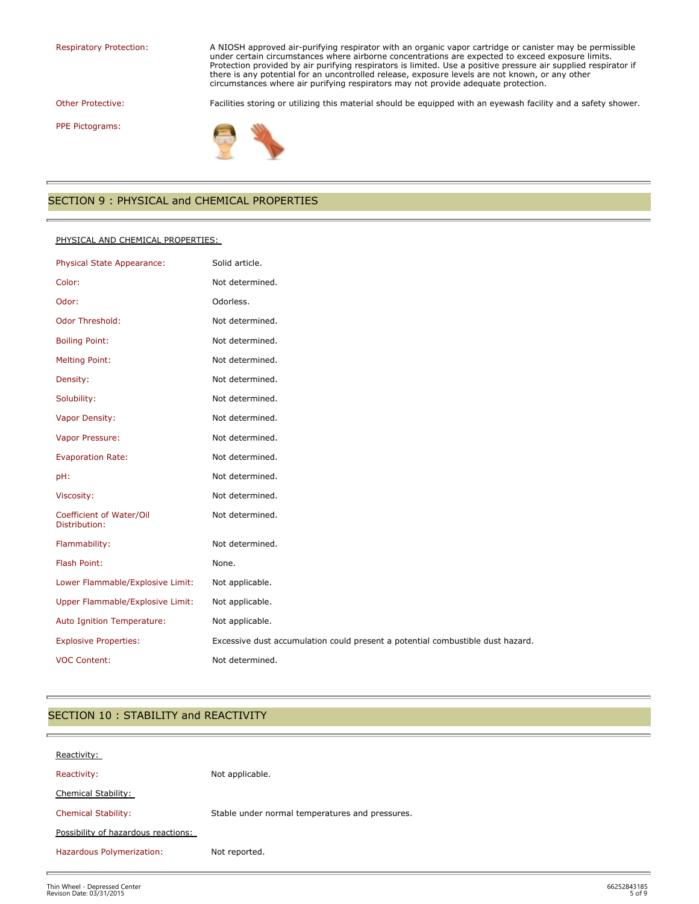| | |
|---|---|
| Respiratory Protection: | A NIOSH approved air-purifying respirator with an organic vapor cartridge or canister may be permissible under certain circumstances where airborne concentrations are expected to exceed exposure limits. Protection provided by air purifying respirators is limited. Use a positive pressure air supplied respirator if there is any potential for an uncontrolled release, exposure levels are not known, or any other circumstances where air purifying respirators may not provide adequate protection. |
| Other Protective: | Facilities storing or utilizing this material should be equipped with an eyewash facility and a safety shower. |
| PPE Pictograms: | |

## SECTION 9 : PHYSICAL and CHEMICAL PROPERTIES

PHYSICAL AND CHEMICAL PROPERTIES:

| | |
|---|---|
| Physical State Appearance: | Solid article. |
| Color: | Not determined. |
| Odor: | Odorless. |
| Odor Threshold: | Not determined. |
| Boiling Point: | Not determined. |
| Melting Point: | Not determined. |
| Density: | Not determined. |
| Solubility: | Not determined. |
| Vapor Density: | Not determined. |
| Vapor Pressure: | Not determined. |
| Evaporation Rate: | Not determined. |
| pH: | Not determined. |
| Viscosity: | Not determined. |
| Coefficient of Water/Oil Distribution: | Not determined. |
| Flammability: | Not determined. |
| Flash Point: | None. |
| Lower Flammable/Explosive Limit: | Not applicable. |
| Upper Flammable/Explosive Limit: | Not applicable. |
| Auto Ignition Temperature: | Not applicable. |
| Explosive Properties: | Excessive dust accumulation could present a potential combustible dust hazard. |
| VOC Content: | Not determined. |

## SECTION 10 : STABILITY and REACTIVITY

Reactivity:

| | |
|---|---|
| Reactivity: | Not applicable. |

Chemical Stability:

| | |
|---|---|
| Chemical Stability: | Stable under normal temperatures and pressures. |

Possibility of hazardous reactions:

| | |
|---|---|
| Hazardous Polymerization: | Not reported. |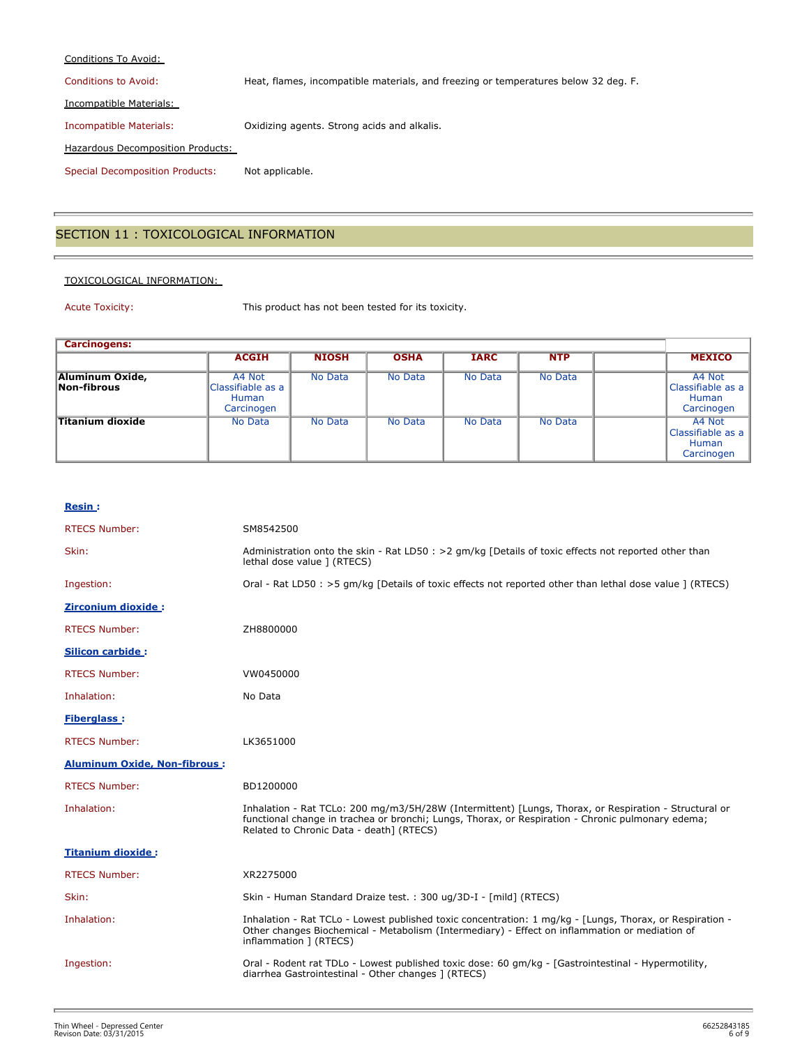Conditions To Avoid:

Conditions to Avoid: Heat, flames, incompatible materials, and freezing or temperatures below 32 deg. F.

Incompatible Materials:

Incompatible Materials: Oxidizing agents. Strong acids and alkalis.

Hazardous Decomposition Products:

Special Decomposition Products: Not applicable.

## SECTION 11 : TOXICOLOGICAL INFORMATION

TOXICOLOGICAL INFORMATION:

Acute Toxicity: This product has not been tested for its toxicity.

| Carcinogens: | | | | | | | |
|---|---|---|---|---|---|---|---|
| | ACGIH | NIOSH | OSHA | IARC | NTP | | MEXICO |
| **Aluminum Oxide, Non-fibrous** | A4 Not Classifiable as a Human Carcinogen | No Data | No Data | No Data | No Data | | A4 Not Classifiable as a Human Carcinogen |
| **Titanium dioxide** | No Data | No Data | No Data | No Data | No Data | | A4 Not Classifiable as a Human Carcinogen |

**Resin :**

RTECS Number: SM8542500

Skin: Administration onto the skin - Rat LD50 : >2 gm/kg [Details of toxic effects not reported other than lethal dose value ] (RTECS)

Ingestion: Oral - Rat LD50 : >5 gm/kg [Details of toxic effects not reported other than lethal dose value ] (RTECS)

**Zirconium dioxide :**

RTECS Number: ZH8800000

**Silicon carbide :**

RTECS Number: VW0450000

Inhalation: No Data

**Fiberglass :**

RTECS Number: LK3651000

**Aluminum Oxide, Non-fibrous :**

RTECS Number: BD1200000

Inhalation: Inhalation - Rat TCLo: 200 mg/m3/5H/28W (Intermittent) [Lungs, Thorax, or Respiration - Structural or functional change in trachea or bronchi; Lungs, Thorax, or Respiration - Chronic pulmonary edema; Related to Chronic Data - death] (RTECS)

**Titanium dioxide :**

RTECS Number: XR2275000

Skin: Skin - Human Standard Draize test. : 300 ug/3D-I - [mild] (RTECS)

Inhalation: Inhalation - Rat TCLo - Lowest published toxic concentration: 1 mg/kg - [Lungs, Thorax, or Respiration - Other changes Biochemical - Metabolism (Intermediary) - Effect on inflammation or mediation of inflammation ] (RTECS)

Ingestion: Oral - Rodent rat TDLo - Lowest published toxic dose: 60 gm/kg - [Gastrointestinal - Hypermotility, diarrhea Gastrointestinal - Other changes ] (RTECS)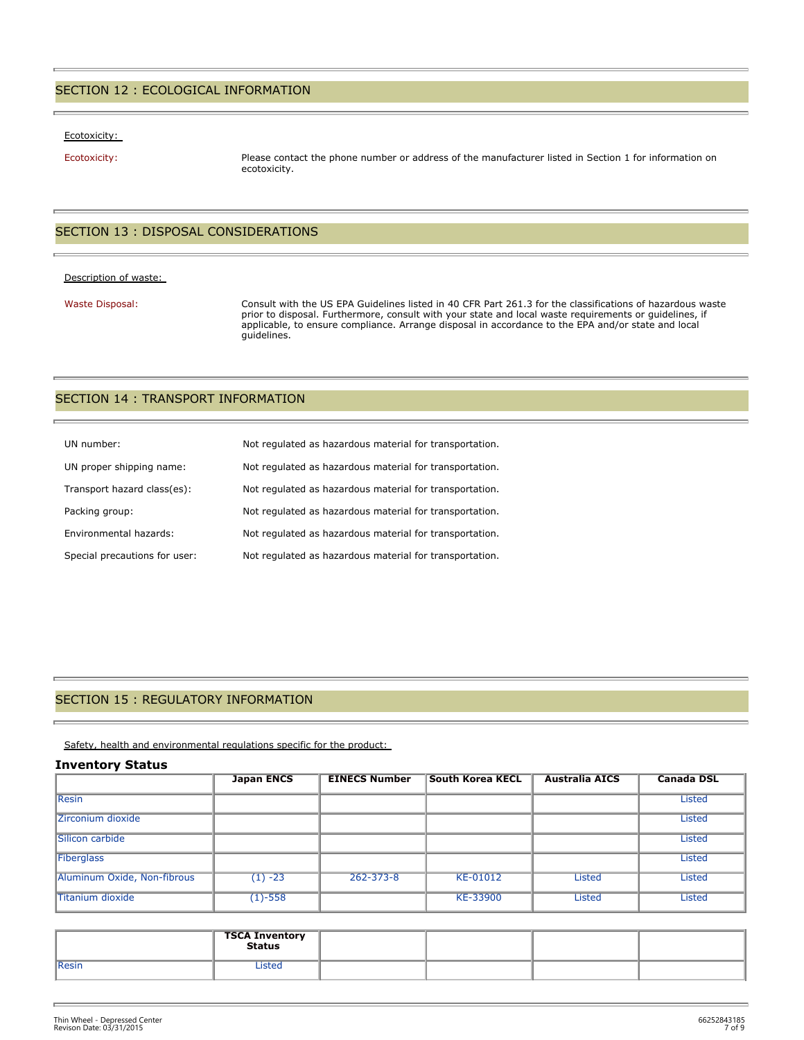## SECTION 12 : ECOLOGICAL INFORMATION

Ecotoxicity:

Ecotoxicity: Please contact the phone number or address of the manufacturer listed in Section 1 for information on ecotoxicity.

## SECTION 13 : DISPOSAL CONSIDERATIONS

Description of waste:

Waste Disposal: Consult with the US EPA Guidelines listed in 40 CFR Part 261.3 for the classifications of hazardous waste prior to disposal. Furthermore, consult with your state and local waste requirements or guidelines, if applicable, to ensure compliance. Arrange disposal in accordance to the EPA and/or state and local guidelines.

## SECTION 14 : TRANSPORT INFORMATION

UN number: Not regulated as hazardous material for transportation.

UN proper shipping name: Not regulated as hazardous material for transportation.

Transport hazard class(es): Not regulated as hazardous material for transportation.

Packing group: Not regulated as hazardous material for transportation.

Environmental hazards: Not regulated as hazardous material for transportation.

Special precautions for user: Not regulated as hazardous material for transportation.

## SECTION 15 : REGULATORY INFORMATION

Safety, health and environmental regulations specific for the product:

### Inventory Status

| | Japan ENCS | EINECS Number | South Korea KECL | Australia AICS | Canada DSL |
|---|---|---|---|---|---|
| Resin | | | | | Listed |
| Zirconium dioxide | | | | | Listed |
| Silicon carbide | | | | | Listed |
| Fiberglass | | | | | Listed |
| Aluminum Oxide, Non-fibrous | (1) -23 | 262-373-8 | KE-01012 | Listed | Listed |
| Titanium dioxide | (1)-558 | | KE-33900 | Listed | Listed |

| | TSCA Inventory Status | | | | |
|---|---|---|---|---|---|
| Resin | Listed | | | | |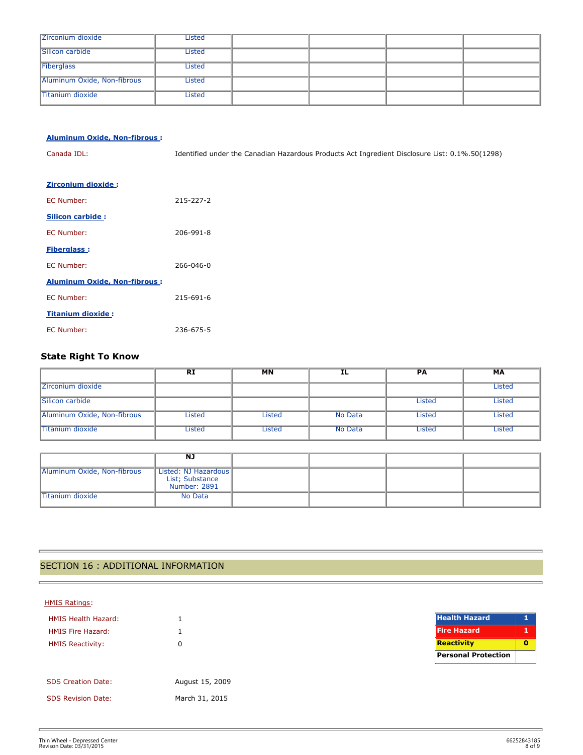| | | | | | |
|---|---|---|---|---|---|
| Zirconium dioxide | Listed | | | | |
| Silicon carbide | Listed | | | | |
| Fiberglass | Listed | | | | |
| Aluminum Oxide, Non-fibrous | Listed | | | | |
| Titanium dioxide | Listed | | | | |

**Aluminum Oxide, Non-fibrous :**

Canada IDL: Identified under the Canadian Hazardous Products Act Ingredient Disclosure List: 0.1%.50(1298)

**Zirconium dioxide :**

EC Number: 215-227-2

**Silicon carbide :**

EC Number: 206-991-8

**Fiberglass :**

EC Number: 266-046-0

**Aluminum Oxide, Non-fibrous :**

EC Number: 215-691-6

**Titanium dioxide :**

EC Number: 236-675-5

### State Right To Know

| | RI | MN | IL | PA | MA |
|---|---|---|---|---|---|
| Zirconium dioxide | | | | | Listed |
| Silicon carbide | | | | Listed | Listed |
| Aluminum Oxide, Non-fibrous | Listed | Listed | No Data | Listed | Listed |
| Titanium dioxide | Listed | Listed | No Data | Listed | Listed |

| | NJ | | | | |
|---|---|---|---|---|---|
| Aluminum Oxide, Non-fibrous | Listed: NJ Hazardous List; Substance Number: 2891 | | | | |
| Titanium dioxide | No Data | | | | |

## SECTION 16 : ADDITIONAL INFORMATION

HMIS Ratings:

HMIS Health Hazard: 1

HMIS Fire Hazard: 1

HMIS Reactivity: 0

| | |
|---|---|
| Health Hazard | 1 |
| Fire Hazard | 1 |
| Reactivity | 0 |
| Personal Protection | |

SDS Creation Date: August 15, 2009

SDS Revision Date: March 31, 2015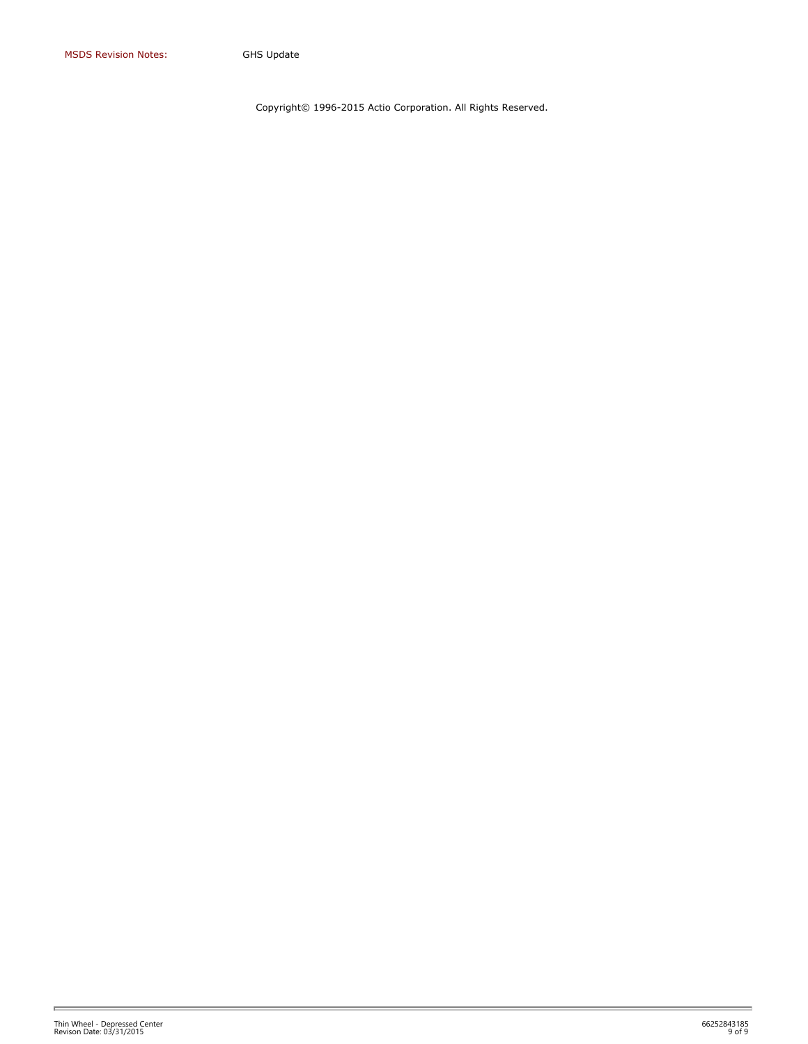MSDS Revision Notes: GHS Update

Copyright© 1996-2015 Actio Corporation. All Rights Reserved.